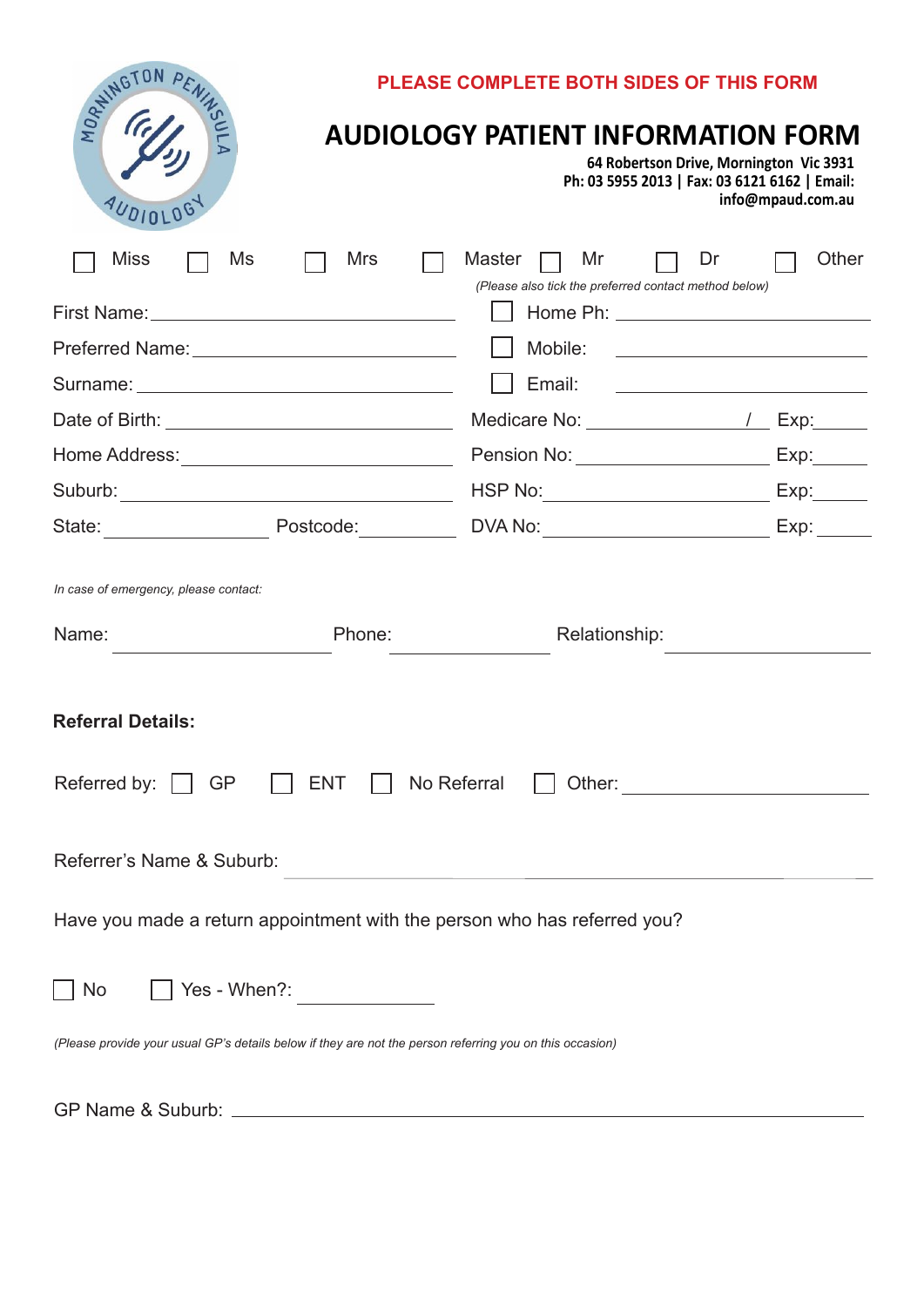MORNINGTON PENINSULA AUDIOLOGY

**PLEASE COMPLETE BOTH SIDES OF THIS FORM**

# AUDIOLOGY PATIENT INFORMATION FORM

**64 Robertson Drive, Mornington Vic 3931**
**Ph: 03 5955 2013 | Fax: 03 6121 6162 | Email: info@mpaud.com.au**

☐ Miss ☐ Ms ☐ Mrs ☐ Master ☐ Mr ☐ Dr ☐ Other

*(Please also tick the preferred contact method below)*

First Name: ______________________

Preferred Name: ______________________

Surname: ______________________

Date of Birth: ______________________

Home Address: ______________________

Suburb: ______________________

State: ____________ Postcode: ____________

☐ Home Ph: ______________________

☐ Mobile: ______________________

☐ Email: ______________________

Medicare No: ______________ / ___ Exp: ______

Pension No: ______________ Exp: ______

HSP No: ______________ Exp: ______

DVA No: ______________ Exp: ______

*In case of emergency, please contact:*

Name: ______________ Phone: ______________ Relationship: ______________

**Referral Details:**

Referred by: ☐ GP ☐ ENT ☐ No Referral ☐ Other: ______________________

Referrer's Name & Suburb: ______________________________________________

Have you made a return appointment with the person who has referred you?

☐ No ☐ Yes - When?: ______________

*(Please provide your usual GP's details below if they are not the person referring you on this occasion)*

GP Name & Suburb: ______________________________________________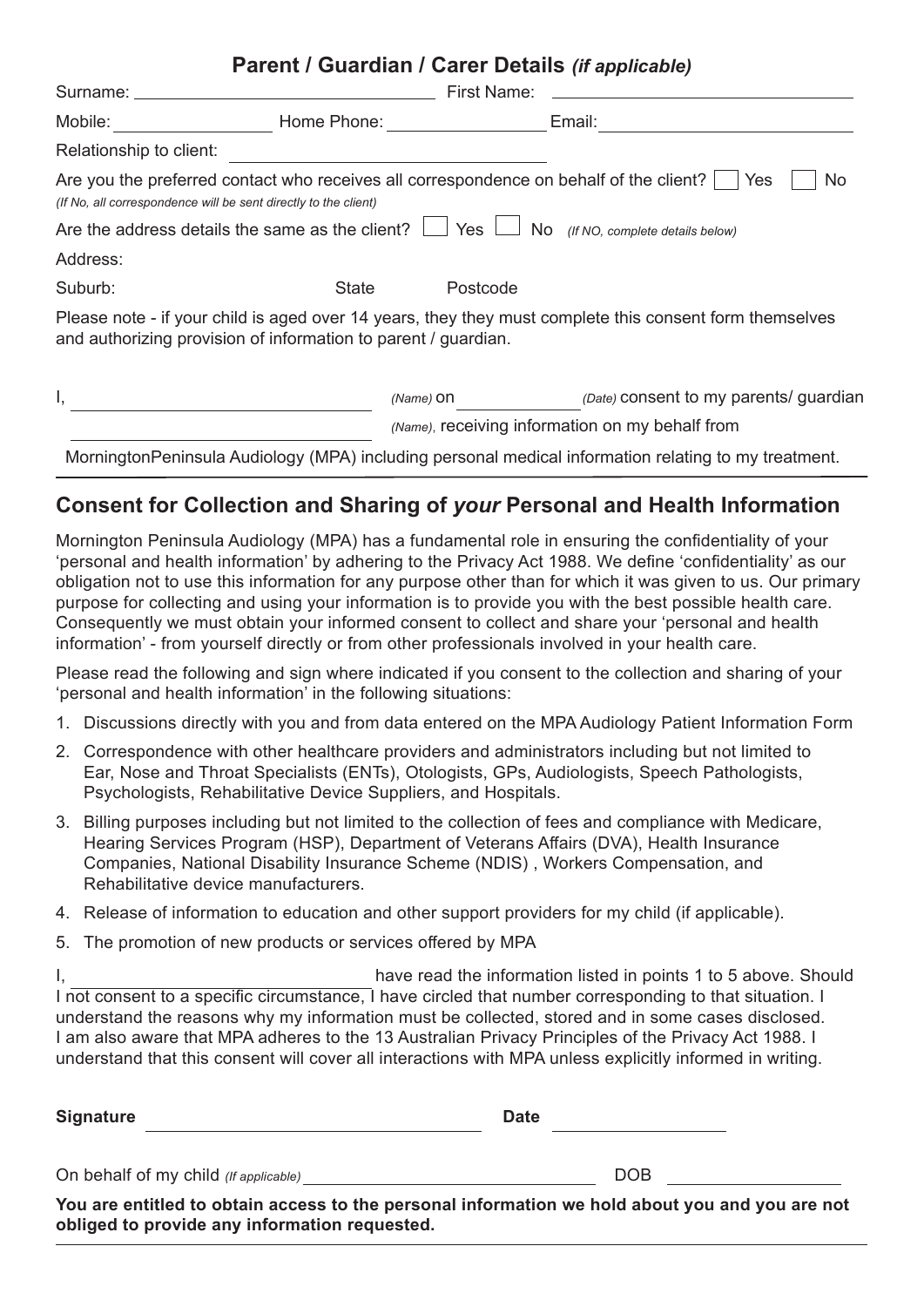## Parent / Guardian / Carer Details *(if applicable)*

Surname: ______________________________ First Name: ______________________________

Mobile: ________________ Home Phone: ________________ Email: ______________________________

Relationship to client: ______________________________

Are you the preferred contact who receives all correspondence on behalf of the client? ☐ Yes ☐ No
*(If No, all correspondence will be sent directly to the client)*

Are the address details the same as the client? ☐ Yes ☐ No *(If NO, complete details below)*

Address:

Suburb: State Postcode

Please note - if your child is aged over 14 years, they they must complete this consent form themselves and authorizing provision of information to parent / guardian.

I, ______________________________ *(Name)* on ______________ *(Date)* consent to my parents/ guardian ______________________________ *(Name)*, receiving information on my behalf from MorningtonPeninsula Audiology (MPA) including personal medical information relating to my treatment.

## Consent for Collection and Sharing of *your* Personal and Health Information

Mornington Peninsula Audiology (MPA) has a fundamental role in ensuring the confidentiality of your 'personal and health information' by adhering to the Privacy Act 1988. We define 'confidentiality' as our obligation not to use this information for any purpose other than for which it was given to us. Our primary purpose for collecting and using your information is to provide you with the best possible health care. Consequently we must obtain your informed consent to collect and share your 'personal and health information' - from yourself directly or from other professionals involved in your health care.

Please read the following and sign where indicated if you consent to the collection and sharing of your 'personal and health information' in the following situations:

1. Discussions directly with you and from data entered on the MPA Audiology Patient Information Form
2. Correspondence with other healthcare providers and administrators including but not limited to Ear, Nose and Throat Specialists (ENTs), Otologists, GPs, Audiologists, Speech Pathologists, Psychologists, Rehabilitative Device Suppliers, and Hospitals.
3. Billing purposes including but not limited to the collection of fees and compliance with Medicare, Hearing Services Program (HSP), Department of Veterans Affairs (DVA), Health Insurance Companies, National Disability Insurance Scheme (NDIS) , Workers Compensation, and Rehabilitative device manufacturers.
4. Release of information to education and other support providers for my child (if applicable).
5. The promotion of new products or services offered by MPA

I, ______________________________ have read the information listed in points 1 to 5 above. Should I not consent to a specific circumstance, I have circled that number corresponding to that situation. I understand the reasons why my information must be collected, stored and in some cases disclosed. I am also aware that MPA adheres to the 13 Australian Privacy Principles of the Privacy Act 1988. I understand that this consent will cover all interactions with MPA unless explicitly informed in writing.

**Signature** ______________________________ **Date** ________________

On behalf of my child *(If applicable)* ______________________________ DOB ________________

**You are entitled to obtain access to the personal information we hold about you and you are not obliged to provide any information requested.**